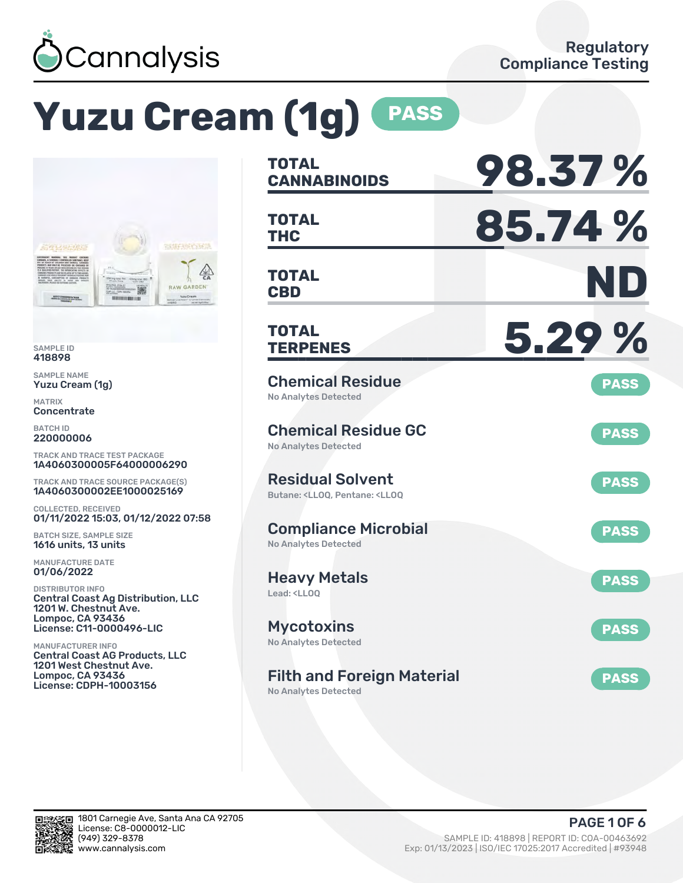Cannalysis

Regulatory Compliance Testing

# Yuzu Cream (1g) PASS

SAMPLE ID
418898

SAMPLE NAME
Yuzu Cream (1g)

MATRIX
Concentrate

BATCH ID
220000006

TRACK AND TRACE TEST PACKAGE
1A4060300005F64000006290

TRACK AND TRACE SOURCE PACKAGE(S)
1A4060300002EE1000025169

COLLECTED, RECEIVED
01/11/2022 15:03, 01/12/2022 07:58

BATCH SIZE, SAMPLE SIZE
1616 units, 13 units

MANUFACTURE DATE
01/06/2022

DISTRIBUTOR INFO
Central Coast Ag Distribution, LLC
1201 W. Chestnut Ave.
Lompoc, CA 93436
License: C11-0000496-LIC

MANUFACTURER INFO
Central Coast AG Products, LLC
1201 West Chestnut Ave.
Lompoc, CA 93436
License: CDPH-10003156

| | |
|---|---|
| TOTAL CANNABINOIDS | 98.37 % |
| TOTAL THC | 85.74 % |
| TOTAL CBD | ND |
| TOTAL TERPENES | 5.29 % |

| Test | Result |
|---|---|
| **Chemical Residue** – No Analytes Detected | PASS |
| **Chemical Residue GC** – No Analytes Detected | PASS |
| **Residual Solvent** – Butane: <LLOQ, Pentane: <LLOQ | PASS |
| **Compliance Microbial** – No Analytes Detected | PASS |
| **Heavy Metals** – Lead: <LLOQ | PASS |
| **Mycotoxins** – No Analytes Detected | PASS |
| **Filth and Foreign Material** – No Analytes Detected | PASS |

1801 Carnegie Ave, Santa Ana CA 92705
License: C8-0000012-LIC
(949) 329-8378
www.cannalysis.com

SAMPLE ID: 418898 | REPORT ID: COA-00463692
Exp: 01/13/2023 | ISO/IEC 17025:2017 Accredited | #93948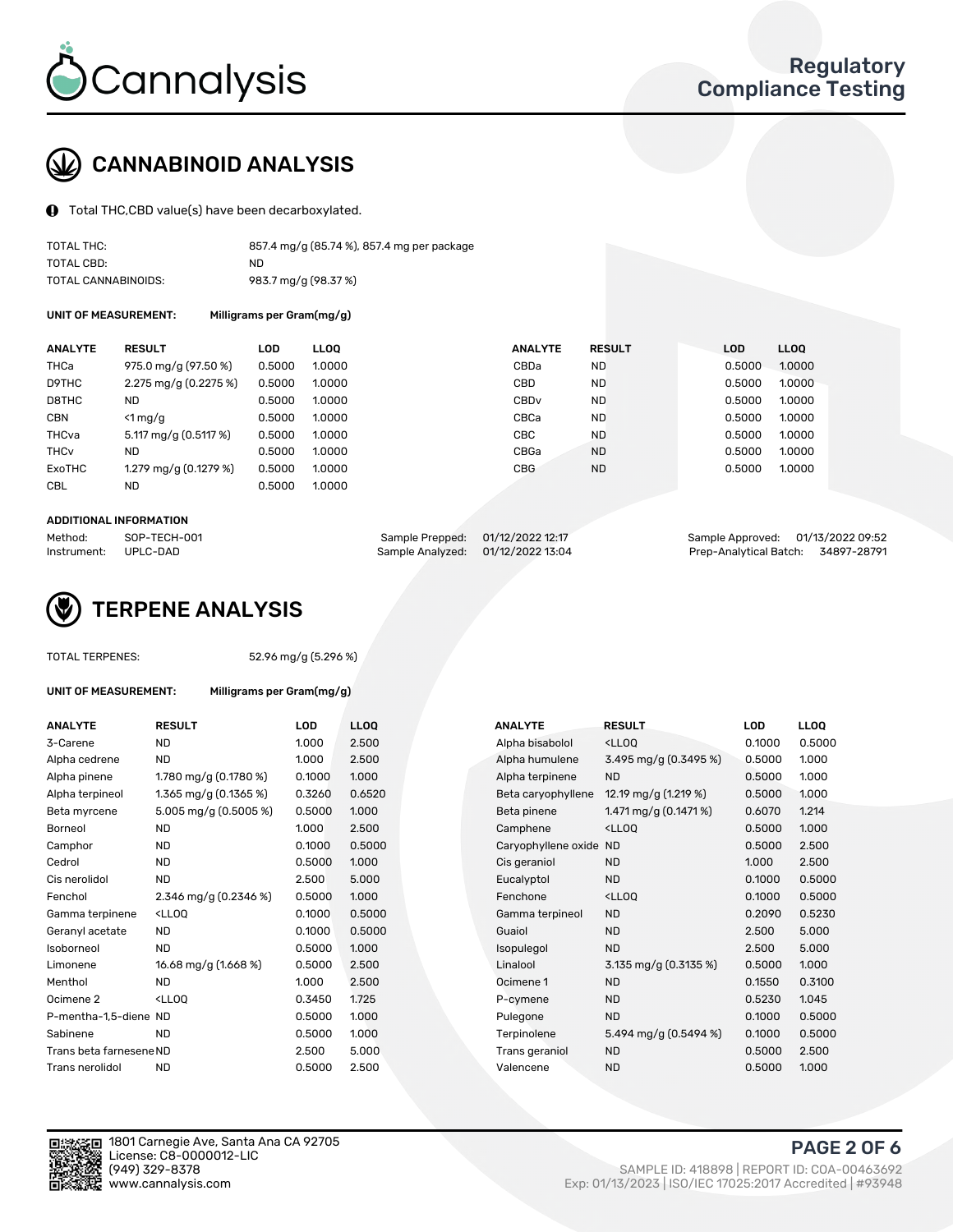# Cannalysis

**Regulatory Compliance Testing**

## CANNABINOID ANALYSIS

Total THC,CBD value(s) have been decarboxylated.

| | |
|---|---|
| TOTAL THC: | 857.4 mg/g (85.74 %), 857.4 mg per package |
| TOTAL CBD: | ND |
| TOTAL CANNABINOIDS: | 983.7 mg/g (98.37 %) |

**UNIT OF MEASUREMENT:** Milligrams per Gram(mg/g)

| ANALYTE | RESULT | LOD | LLOQ | ANALYTE | RESULT | LOD | LLOQ |
|---|---|---|---|---|---|---|---|
| THCa | 975.0 mg/g (97.50 %) | 0.5000 | 1.0000 | CBDa | ND | 0.5000 | 1.0000 |
| D9THC | 2.275 mg/g (0.2275 %) | 0.5000 | 1.0000 | CBD | ND | 0.5000 | 1.0000 |
| D8THC | ND | 0.5000 | 1.0000 | CBDv | ND | 0.5000 | 1.0000 |
| CBN | <1 mg/g | 0.5000 | 1.0000 | CBCa | ND | 0.5000 | 1.0000 |
| THCva | 5.117 mg/g (0.5117 %) | 0.5000 | 1.0000 | CBC | ND | 0.5000 | 1.0000 |
| THCv | ND | 0.5000 | 1.0000 | CBGa | ND | 0.5000 | 1.0000 |
| ExoTHC | 1.279 mg/g (0.1279 %) | 0.5000 | 1.0000 | CBG | ND | 0.5000 | 1.0000 |
| CBL | ND | 0.5000 | 1.0000 | | | | |

**ADDITIONAL INFORMATION**

| | | | | | |
|---|---|---|---|---|---|
| Method: | SOP-TECH-001 | Sample Prepped: | 01/12/2022 12:17 | Sample Approved: | 01/13/2022 09:52 |
| Instrument: | UPLC-DAD | Sample Analyzed: | 01/12/2022 13:04 | Prep-Analytical Batch: | 34897-28791 |

## TERPENE ANALYSIS

TOTAL TERPENES: 52.96 mg/g (5.296 %)

**UNIT OF MEASUREMENT:** Milligrams per Gram(mg/g)

| ANALYTE | RESULT | LOD | LLOQ | ANALYTE | RESULT | LOD | LLOQ |
|---|---|---|---|---|---|---|---|
| 3-Carene | ND | 1.000 | 2.500 | Alpha bisabolol | <LLOQ | 0.1000 | 0.5000 |
| Alpha cedrene | ND | 1.000 | 2.500 | Alpha humulene | 3.495 mg/g (0.3495 %) | 0.5000 | 1.000 |
| Alpha pinene | 1.780 mg/g (0.1780 %) | 0.1000 | 1.000 | Alpha terpinene | ND | 0.5000 | 1.000 |
| Alpha terpineol | 1.365 mg/g (0.1365 %) | 0.3260 | 0.6520 | Beta caryophyllene | 12.19 mg/g (1.219 %) | 0.5000 | 1.000 |
| Beta myrcene | 5.005 mg/g (0.5005 %) | 0.5000 | 1.000 | Beta pinene | 1.471 mg/g (0.1471 %) | 0.6070 | 1.214 |
| Borneol | ND | 1.000 | 2.500 | Camphene | <LLOQ | 0.5000 | 1.000 |
| Camphor | ND | 0.1000 | 0.5000 | Caryophyllene oxide | ND | 0.5000 | 2.500 |
| Cedrol | ND | 0.5000 | 1.000 | Cis geraniol | ND | 1.000 | 2.500 |
| Cis nerolidol | ND | 2.500 | 5.000 | Eucalyptol | ND | 0.1000 | 0.5000 |
| Fenchol | 2.346 mg/g (0.2346 %) | 0.5000 | 1.000 | Fenchone | <LLOQ | 0.1000 | 0.5000 |
| Gamma terpinene | <LLOQ | 0.1000 | 0.5000 | Gamma terpineol | ND | 0.2090 | 0.5230 |
| Geranyl acetate | ND | 0.1000 | 0.5000 | Guaiol | ND | 2.500 | 5.000 |
| Isoborneol | ND | 0.5000 | 1.000 | Isopulegol | ND | 2.500 | 5.000 |
| Limonene | 16.68 mg/g (1.668 %) | 0.5000 | 2.500 | Linalool | 3.135 mg/g (0.3135 %) | 0.5000 | 1.000 |
| Menthol | ND | 1.000 | 2.500 | Ocimene 1 | ND | 0.1550 | 0.3100 |
| Ocimene 2 | <LLOQ | 0.3450 | 1.725 | P-cymene | ND | 0.5230 | 1.045 |
| P-mentha-1,5-diene | ND | 0.5000 | 1.000 | Pulegone | ND | 0.1000 | 0.5000 |
| Sabinene | ND | 0.5000 | 1.000 | Terpinolene | 5.494 mg/g (0.5494 %) | 0.1000 | 0.5000 |
| Trans beta farnesene | ND | 2.500 | 5.000 | Trans geraniol | ND | 0.5000 | 2.500 |
| Trans nerolidol | ND | 0.5000 | 2.500 | Valencene | ND | 0.5000 | 1.000 |

1801 Carnegie Ave, Santa Ana CA 92705
License: C8-0000012-LIC
(949) 329-8378
www.cannalysis.com

SAMPLE ID: 418898 | REPORT ID: COA-00463692
Exp: 01/13/2023 | ISO/IEC 17025:2017 Accredited | #93948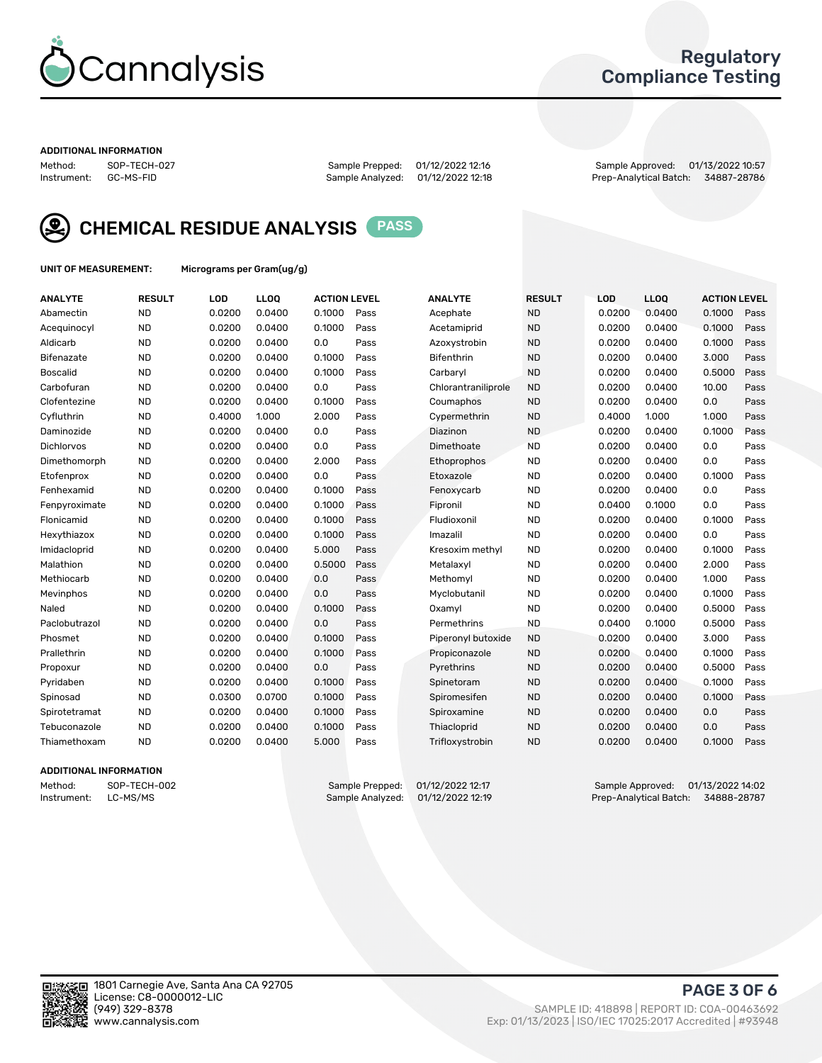Cannalysis

## Regulatory Compliance Testing

### ADDITIONAL INFORMATION

| Method: | SOP-TECH-027 | Sample Prepped: | 01/12/2022 12:16 | Sample Approved: | 01/13/2022 10:57 |
|---|---|---|---|---|---|
| Instrument: | GC-MS-FID | Sample Analyzed: | 01/12/2022 12:18 | Prep-Analytical Batch: | 34887-28786 |

## CHEMICAL RESIDUE ANALYSIS PASS

**UNIT OF MEASUREMENT:** Micrograms per Gram(ug/g)

| ANALYTE | RESULT | LOD | LLOQ | ACTION LEVEL | | ANALYTE | RESULT | LOD | LLOQ | ACTION LEVEL | |
|---|---|---|---|---|---|---|---|---|---|---|---|
| Abamectin | ND | 0.0200 | 0.0400 | 0.1000 | Pass | Acephate | ND | 0.0200 | 0.0400 | 0.1000 | Pass |
| Acequinocyl | ND | 0.0200 | 0.0400 | 0.1000 | Pass | Acetamiprid | ND | 0.0200 | 0.0400 | 0.1000 | Pass |
| Aldicarb | ND | 0.0200 | 0.0400 | 0.0 | Pass | Azoxystrobin | ND | 0.0200 | 0.0400 | 0.1000 | Pass |
| Bifenazate | ND | 0.0200 | 0.0400 | 0.1000 | Pass | Bifenthrin | ND | 0.0200 | 0.0400 | 3.000 | Pass |
| Boscalid | ND | 0.0200 | 0.0400 | 0.1000 | Pass | Carbaryl | ND | 0.0200 | 0.0400 | 0.5000 | Pass |
| Carbofuran | ND | 0.0200 | 0.0400 | 0.0 | Pass | Chlorantraniliprole | ND | 0.0200 | 0.0400 | 10.00 | Pass |
| Clofentezine | ND | 0.0200 | 0.0400 | 0.1000 | Pass | Coumaphos | ND | 0.0200 | 0.0400 | 0.0 | Pass |
| Cyfluthrin | ND | 0.4000 | 1.000 | 2.000 | Pass | Cypermethrin | ND | 0.4000 | 1.000 | 1.000 | Pass |
| Daminozide | ND | 0.0200 | 0.0400 | 0.0 | Pass | Diazinon | ND | 0.0200 | 0.0400 | 0.1000 | Pass |
| Dichlorvos | ND | 0.0200 | 0.0400 | 0.0 | Pass | Dimethoate | ND | 0.0200 | 0.0400 | 0.0 | Pass |
| Dimethomorph | ND | 0.0200 | 0.0400 | 2.000 | Pass | Ethoprophos | ND | 0.0200 | 0.0400 | 0.0 | Pass |
| Etofenprox | ND | 0.0200 | 0.0400 | 0.0 | Pass | Etoxazole | ND | 0.0200 | 0.0400 | 0.1000 | Pass |
| Fenhexamid | ND | 0.0200 | 0.0400 | 0.1000 | Pass | Fenoxycarb | ND | 0.0200 | 0.0400 | 0.0 | Pass |
| Fenpyroximate | ND | 0.0200 | 0.0400 | 0.1000 | Pass | Fipronil | ND | 0.0400 | 0.1000 | 0.0 | Pass |
| Flonicamid | ND | 0.0200 | 0.0400 | 0.1000 | Pass | Fludioxonil | ND | 0.0200 | 0.0400 | 0.1000 | Pass |
| Hexythiazox | ND | 0.0200 | 0.0400 | 0.1000 | Pass | Imazalil | ND | 0.0200 | 0.0400 | 0.0 | Pass |
| Imidacloprid | ND | 0.0200 | 0.0400 | 5.000 | Pass | Kresoxim methyl | ND | 0.0200 | 0.0400 | 0.1000 | Pass |
| Malathion | ND | 0.0200 | 0.0400 | 0.5000 | Pass | Metalaxyl | ND | 0.0200 | 0.0400 | 2.000 | Pass |
| Methiocarb | ND | 0.0200 | 0.0400 | 0.0 | Pass | Methomyl | ND | 0.0200 | 0.0400 | 1.000 | Pass |
| Mevinphos | ND | 0.0200 | 0.0400 | 0.0 | Pass | Myclobutanil | ND | 0.0200 | 0.0400 | 0.1000 | Pass |
| Naled | ND | 0.0200 | 0.0400 | 0.1000 | Pass | Oxamyl | ND | 0.0200 | 0.0400 | 0.5000 | Pass |
| Paclobutrazol | ND | 0.0200 | 0.0400 | 0.0 | Pass | Permethrins | ND | 0.0400 | 0.1000 | 0.5000 | Pass |
| Phosmet | ND | 0.0200 | 0.0400 | 0.1000 | Pass | Piperonyl butoxide | ND | 0.0200 | 0.0400 | 3.000 | Pass |
| Prallethrin | ND | 0.0200 | 0.0400 | 0.1000 | Pass | Propiconazole | ND | 0.0200 | 0.0400 | 0.1000 | Pass |
| Propoxur | ND | 0.0200 | 0.0400 | 0.0 | Pass | Pyrethrins | ND | 0.0200 | 0.0400 | 0.5000 | Pass |
| Pyridaben | ND | 0.0200 | 0.0400 | 0.1000 | Pass | Spinetoram | ND | 0.0200 | 0.0400 | 0.1000 | Pass |
| Spinosad | ND | 0.0300 | 0.0700 | 0.1000 | Pass | Spiromesifen | ND | 0.0200 | 0.0400 | 0.1000 | Pass |
| Spirotetramat | ND | 0.0200 | 0.0400 | 0.1000 | Pass | Spiroxamine | ND | 0.0200 | 0.0400 | 0.0 | Pass |
| Tebuconazole | ND | 0.0200 | 0.0400 | 0.1000 | Pass | Thiacloprid | ND | 0.0200 | 0.0400 | 0.0 | Pass |
| Thiamethoxam | ND | 0.0200 | 0.0400 | 5.000 | Pass | Trifloxystrobin | ND | 0.0200 | 0.0400 | 0.1000 | Pass |

### ADDITIONAL INFORMATION

| Method: | SOP-TECH-002 | Sample Prepped: | 01/12/2022 12:17 | Sample Approved: | 01/13/2022 14:02 |
|---|---|---|---|---|---|
| Instrument: | LC-MS/MS | Sample Analyzed: | 01/12/2022 12:19 | Prep-Analytical Batch: | 34888-28787 |

1801 Carnegie Ave, Santa Ana CA 92705
License: C8-0000012-LIC
(949) 329-8378
www.cannalysis.com

SAMPLE ID: 418898 | REPORT ID: COA-00463692
Exp: 01/13/2023 | ISO/IEC 17025:2017 Accredited | #93948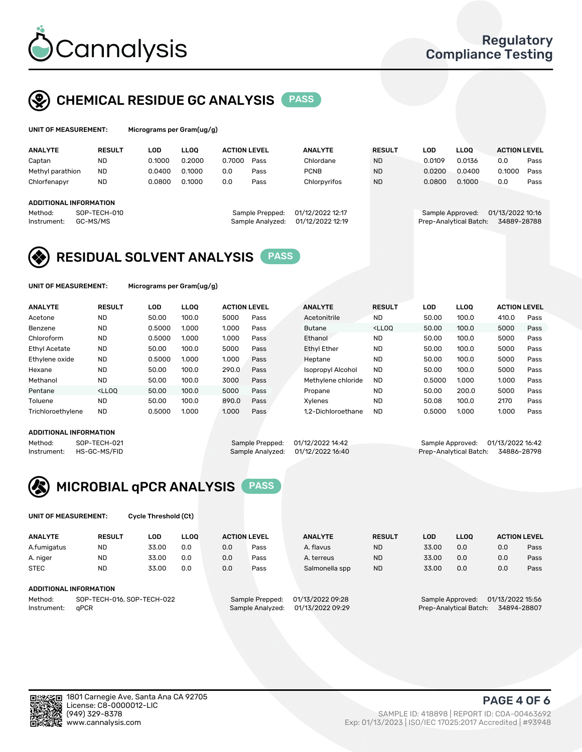# Cannalysis

Regulatory Compliance Testing

## CHEMICAL RESIDUE GC ANALYSIS PASS

**UNIT OF MEASUREMENT:** Micrograms per Gram(ug/g)

| ANALYTE | RESULT | LOD | LLOQ | ACTION LEVEL | | ANALYTE | RESULT | LOD | LLOQ | ACTION LEVEL | |
|---|---|---|---|---|---|---|---|---|---|---|---|
| Captan | ND | 0.1000 | 0.2000 | 0.7000 | Pass | Chlordane | ND | 0.0109 | 0.0136 | 0.0 | Pass |
| Methyl parathion | ND | 0.0400 | 0.1000 | 0.0 | Pass | PCNB | ND | 0.0200 | 0.0400 | 0.1000 | Pass |
| Chlorfenapyr | ND | 0.0800 | 0.1000 | 0.0 | Pass | Chlorpyrifos | ND | 0.0800 | 0.1000 | 0.0 | Pass |

**ADDITIONAL INFORMATION**

Method: SOP-TECH-010
Instrument: GC-MS/MS
Sample Prepped: 01/12/2022 12:17
Sample Analyzed: 01/12/2022 12:19
Sample Approved: 01/13/2022 10:16
Prep-Analytical Batch: 34889-28788

## RESIDUAL SOLVENT ANALYSIS PASS

**UNIT OF MEASUREMENT:** Micrograms per Gram(ug/g)

| ANALYTE | RESULT | LOD | LLOQ | ACTION LEVEL | | ANALYTE | RESULT | LOD | LLOQ | ACTION LEVEL | |
|---|---|---|---|---|---|---|---|---|---|---|---|
| Acetone | ND | 50.00 | 100.0 | 5000 | Pass | Acetonitrile | ND | 50.00 | 100.0 | 410.0 | Pass |
| Benzene | ND | 0.5000 | 1.000 | 1.000 | Pass | Butane | <LLOQ | 50.00 | 100.0 | 5000 | Pass |
| Chloroform | ND | 0.5000 | 1.000 | 1.000 | Pass | Ethanol | ND | 50.00 | 100.0 | 5000 | Pass |
| Ethyl Acetate | ND | 50.00 | 100.0 | 5000 | Pass | Ethyl Ether | ND | 50.00 | 100.0 | 5000 | Pass |
| Ethylene oxide | ND | 0.5000 | 1.000 | 1.000 | Pass | Heptane | ND | 50.00 | 100.0 | 5000 | Pass |
| Hexane | ND | 50.00 | 100.0 | 290.0 | Pass | Isopropyl Alcohol | ND | 50.00 | 100.0 | 5000 | Pass |
| Methanol | ND | 50.00 | 100.0 | 3000 | Pass | Methylene chloride | ND | 0.5000 | 1.000 | 1.000 | Pass |
| Pentane | <LLOQ | 50.00 | 100.0 | 5000 | Pass | Propane | ND | 50.00 | 200.0 | 5000 | Pass |
| Toluene | ND | 50.00 | 100.0 | 890.0 | Pass | Xylenes | ND | 50.08 | 100.0 | 2170 | Pass |
| Trichloroethylene | ND | 0.5000 | 1.000 | 1.000 | Pass | 1,2-Dichloroethane | ND | 0.5000 | 1.000 | 1.000 | Pass |

**ADDITIONAL INFORMATION**

Method: SOP-TECH-021
Instrument: HS-GC-MS/FID
Sample Prepped: 01/12/2022 14:42
Sample Analyzed: 01/12/2022 16:40
Sample Approved: 01/13/2022 16:42
Prep-Analytical Batch: 34886-28798

## MICROBIAL qPCR ANALYSIS PASS

**UNIT OF MEASUREMENT:** Cycle Threshold (Ct)

| ANALYTE | RESULT | LOD | LLOQ | ACTION LEVEL | | ANALYTE | RESULT | LOD | LLOQ | ACTION LEVEL | |
|---|---|---|---|---|---|---|---|---|---|---|---|
| A.fumigatus | ND | 33.00 | 0.0 | 0.0 | Pass | A. flavus | ND | 33.00 | 0.0 | 0.0 | Pass |
| A. niger | ND | 33.00 | 0.0 | 0.0 | Pass | A. terreus | ND | 33.00 | 0.0 | 0.0 | Pass |
| STEC | ND | 33.00 | 0.0 | 0.0 | Pass | Salmonella spp | ND | 33.00 | 0.0 | 0.0 | Pass |

**ADDITIONAL INFORMATION**

Method: SOP-TECH-016, SOP-TECH-022
Instrument: qPCR
Sample Prepped: 01/13/2022 09:28
Sample Analyzed: 01/13/2022 09:29
Sample Approved: 01/13/2022 15:56
Prep-Analytical Batch: 34894-28807

1801 Carnegie Ave, Santa Ana CA 92705
License: C8-0000012-LIC
(949) 329-8378
www.cannalysis.com

SAMPLE ID: 418898 | REPORT ID: COA-00463692
Exp: 01/13/2023 | ISO/IEC 17025:2017 Accredited | #93948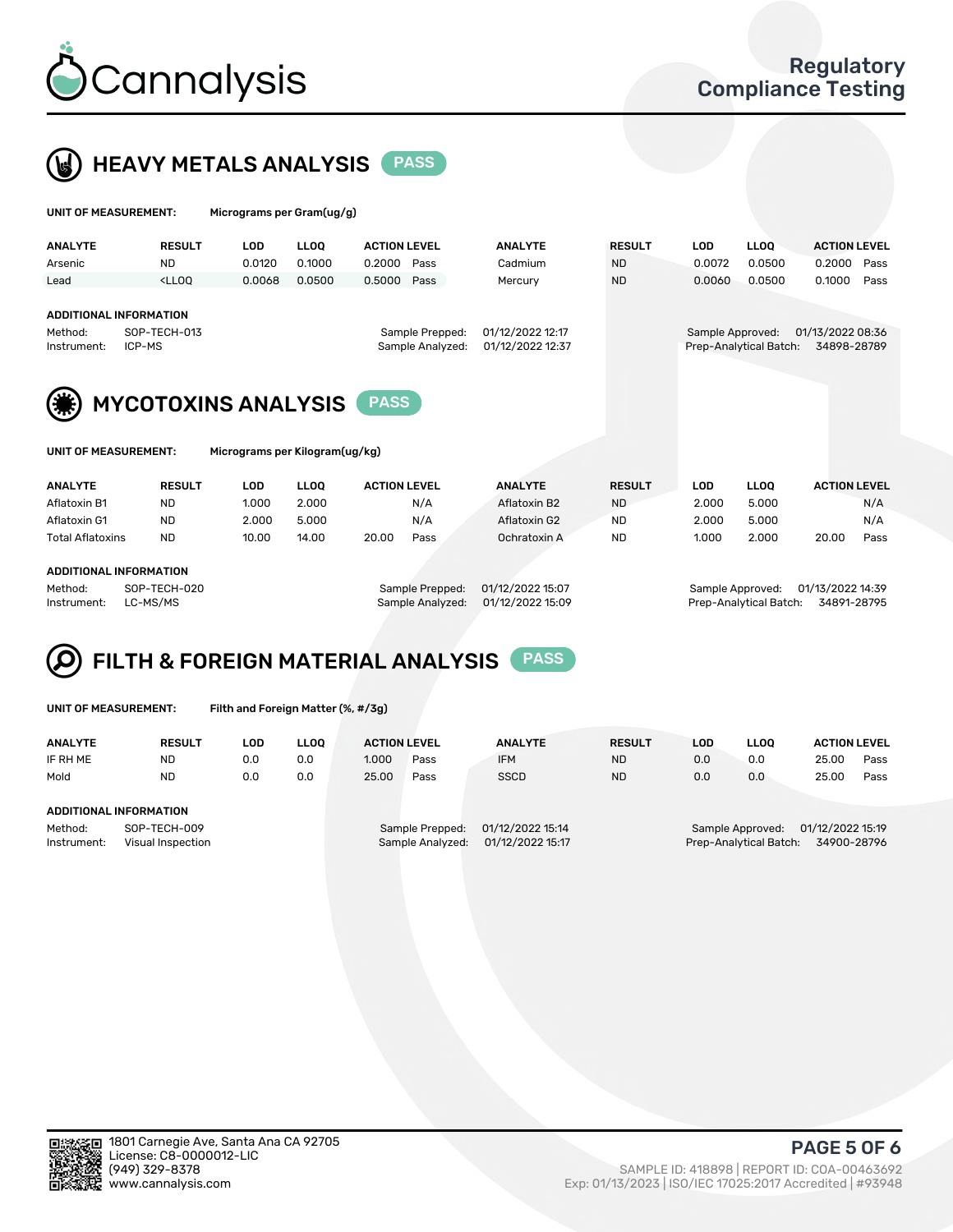# Cannalysis

Regulatory Compliance Testing

## HEAVY METALS ANALYSIS PASS

**UNIT OF MEASUREMENT:** Micrograms per Gram(ug/g)

| ANALYTE | RESULT | LOD | LLOQ | ACTION LEVEL | | ANALYTE | RESULT | LOD | LLOQ | ACTION LEVEL | |
|---|---|---|---|---|---|---|---|---|---|---|---|
| Arsenic | ND | 0.0120 | 0.1000 | 0.2000 | Pass | Cadmium | ND | 0.0072 | 0.0500 | 0.2000 | Pass |
| Lead | <LLOQ | 0.0068 | 0.0500 | 0.5000 | Pass | Mercury | ND | 0.0060 | 0.0500 | 0.1000 | Pass |

**ADDITIONAL INFORMATION**

Method: SOP-TECH-013
Instrument: ICP-MS
Sample Prepped: 01/12/2022 12:17
Sample Analyzed: 01/12/2022 12:37
Sample Approved: 01/13/2022 08:36
Prep-Analytical Batch: 34898-28789

## MYCOTOXINS ANALYSIS PASS

**UNIT OF MEASUREMENT:** Micrograms per Kilogram(ug/kg)

| ANALYTE | RESULT | LOD | LLOQ | ACTION LEVEL | | ANALYTE | RESULT | LOD | LLOQ | ACTION LEVEL | |
|---|---|---|---|---|---|---|---|---|---|---|---|
| Aflatoxin B1 | ND | 1.000 | 2.000 | | N/A | Aflatoxin B2 | ND | 2.000 | 5.000 | | N/A |
| Aflatoxin G1 | ND | 2.000 | 5.000 | | N/A | Aflatoxin G2 | ND | 2.000 | 5.000 | | N/A |
| Total Aflatoxins | ND | 10.00 | 14.00 | 20.00 | Pass | Ochratoxin A | ND | 1.000 | 2.000 | 20.00 | Pass |

**ADDITIONAL INFORMATION**

Method: SOP-TECH-020
Instrument: LC-MS/MS
Sample Prepped: 01/12/2022 15:07
Sample Analyzed: 01/12/2022 15:09
Sample Approved: 01/13/2022 14:39
Prep-Analytical Batch: 34891-28795

## FILTH & FOREIGN MATERIAL ANALYSIS PASS

**UNIT OF MEASUREMENT:** Filth and Foreign Matter (%, #/3g)

| ANALYTE | RESULT | LOD | LLOQ | ACTION LEVEL | | ANALYTE | RESULT | LOD | LLOQ | ACTION LEVEL | |
|---|---|---|---|---|---|---|---|---|---|---|---|
| IF RH ME | ND | 0.0 | 0.0 | 1.000 | Pass | IFM | ND | 0.0 | 0.0 | 25.00 | Pass |
| Mold | ND | 0.0 | 0.0 | 25.00 | Pass | SSCD | ND | 0.0 | 0.0 | 25.00 | Pass |

**ADDITIONAL INFORMATION**

Method: SOP-TECH-009
Instrument: Visual Inspection
Sample Prepped: 01/12/2022 15:14
Sample Analyzed: 01/12/2022 15:17
Sample Approved: 01/12/2022 15:19
Prep-Analytical Batch: 34900-28796

1801 Carnegie Ave, Santa Ana CA 92705
License: C8-0000012-LIC
(949) 329-8378
www.cannalysis.com

SAMPLE ID: 418898 | REPORT ID: COA-00463692
Exp: 01/13/2023 | ISO/IEC 17025:2017 Accredited | #93948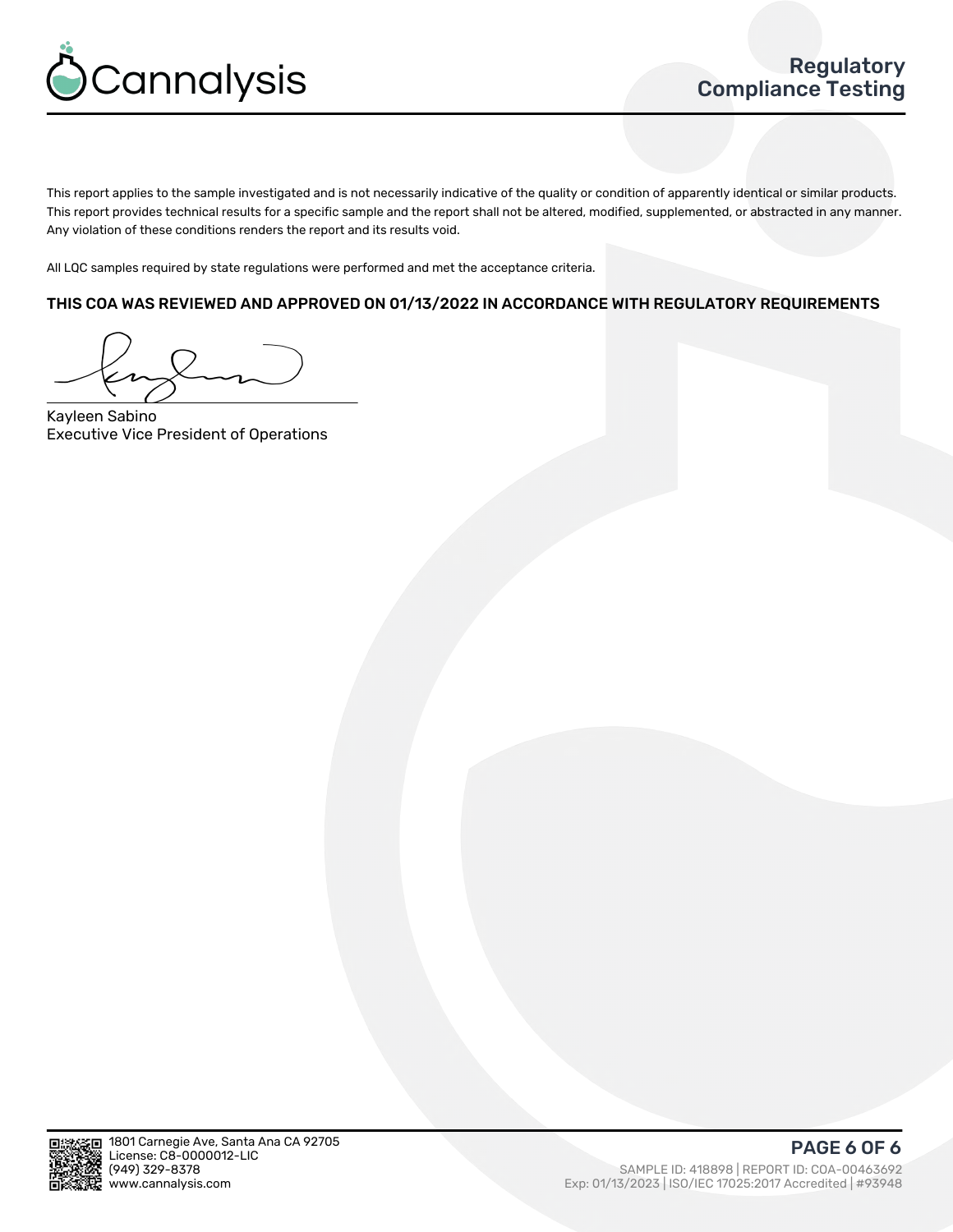This report applies to the sample investigated and is not necessarily indicative of the quality or condition of apparently identical or similar products. This report provides technical results for a specific sample and the report shall not be altered, modified, supplemented, or abstracted in any manner. Any violation of these conditions renders the report and its results void.

All LQC samples required by state regulations were performed and met the acceptance criteria.

**THIS COA WAS REVIEWED AND APPROVED ON 01/13/2022 IN ACCORDANCE WITH REGULATORY REQUIREMENTS**

Kayleen Sabino
Executive Vice President of Operations